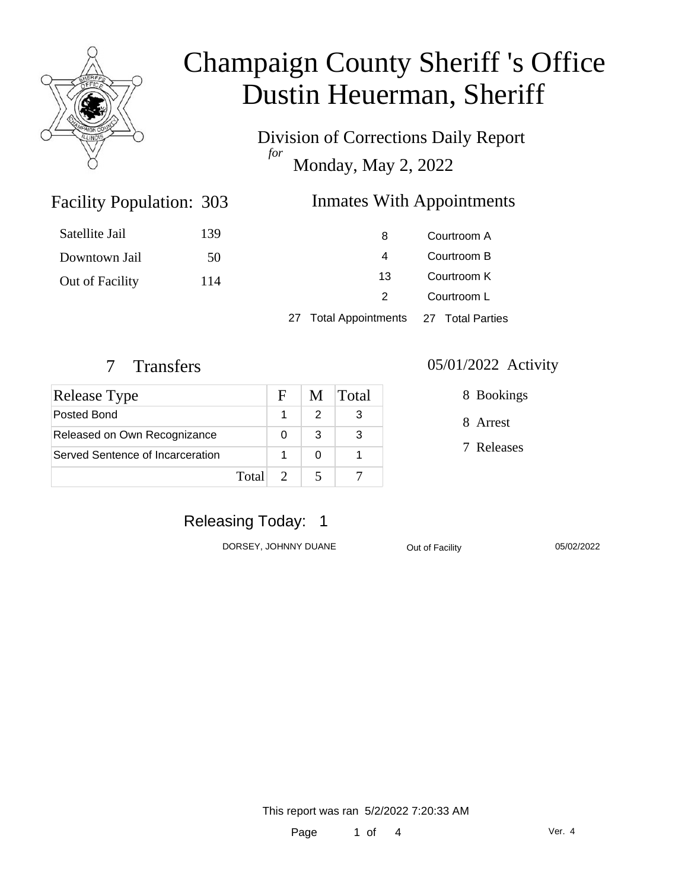# Champaign County Sheriff 's Office
# Dustin Heuerman, Sheriff

## Division of Corrections Daily Report
*for*
## Monday, May 2, 2022

### Facility Population: 303

| | |
|---|---|
| Satellite Jail | 139 |
| Downtown Jail | 50 |
| Out of Facility | 114 |

### Inmates With Appointments

| | |
|---|---|
| 8 | Courtroom A |
| 4 | Courtroom B |
| 13 | Courtroom K |
| 2 | Courtroom L |
| 27 Total Appointments | 27 Total Parties |

### 7 Transfers

| Release Type | F | M | Total |
|---|---|---|---|
| Posted Bond | 1 | 2 | 3 |
| Released on Own Recognizance | 0 | 3 | 3 |
| Served Sentence of Incarceration | 1 | 0 | 1 |
| Total | 2 | 5 | 7 |

### 05/01/2022 Activity

- 8 Bookings
- 8 Arrest
- 7 Releases

### Releasing Today: 1

| | | |
|---|---|---|
| DORSEY, JOHNNY DUANE | Out of Facility | 05/02/2022 |

This report was ran 5/2/2022 7:20:33 AM

Ver. 4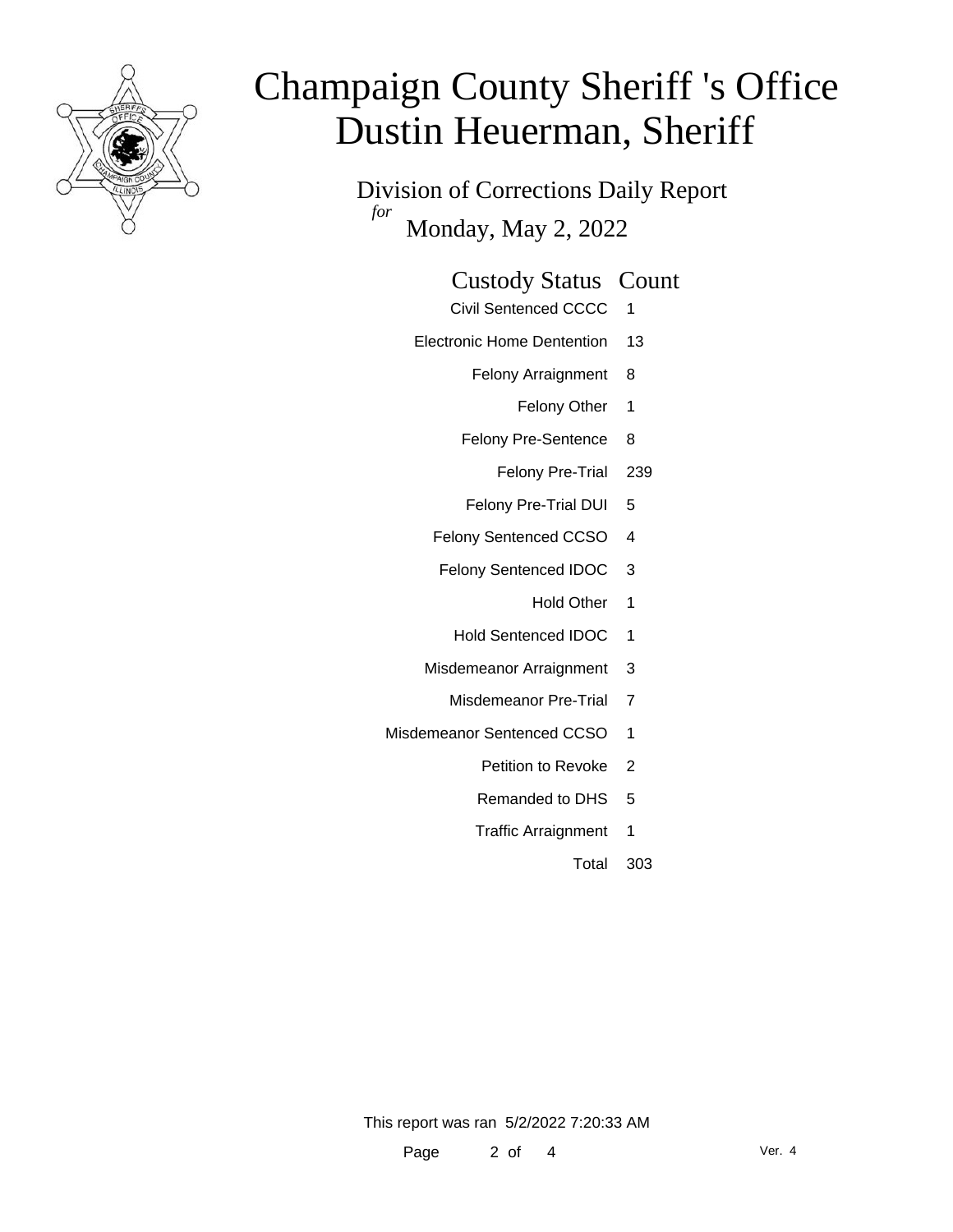# Champaign County Sheriff 's Office
# Dustin Heuerman, Sheriff

## Division of Corrections Daily Report

*for* Monday, May 2, 2022

| Custody Status | Count |
|---|---|
| Civil Sentenced CCCC | 1 |
| Electronic Home Dentention | 13 |
| Felony Arraignment | 8 |
| Felony Other | 1 |
| Felony Pre-Sentence | 8 |
| Felony Pre-Trial | 239 |
| Felony Pre-Trial DUI | 5 |
| Felony Sentenced CCSO | 4 |
| Felony Sentenced IDOC | 3 |
| Hold Other | 1 |
| Hold Sentenced IDOC | 1 |
| Misdemeanor Arraignment | 3 |
| Misdemeanor Pre-Trial | 7 |
| Misdemeanor Sentenced CCSO | 1 |
| Petition to Revoke | 2 |
| Remanded to DHS | 5 |
| Traffic Arraignment | 1 |
| Total | 303 |

This report was ran 5/2/2022 7:20:33 AM

Ver. 4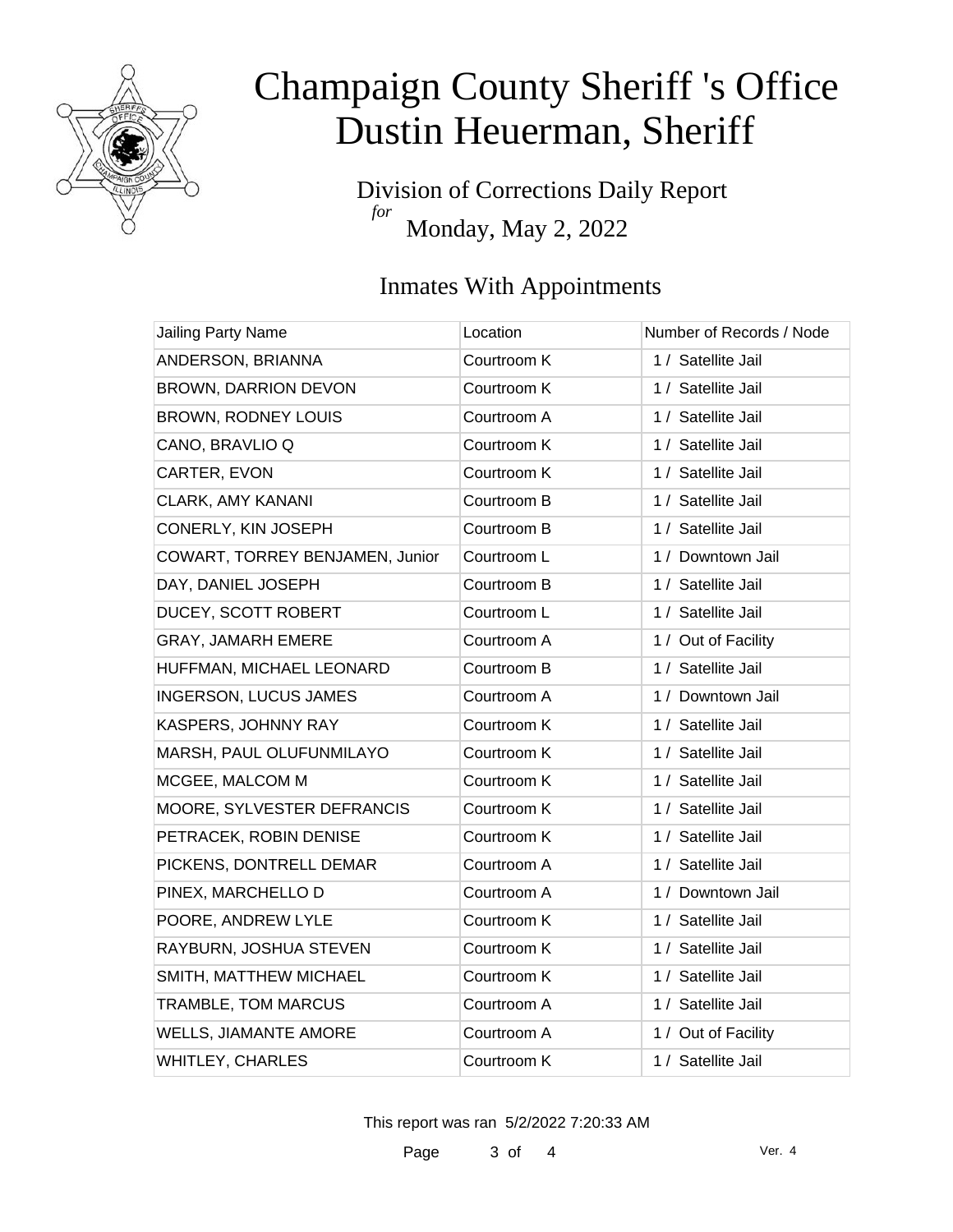# Champaign County Sheriff 's Office
# Dustin Heuerman, Sheriff

Division of Corrections Daily Report
*for*
Monday, May 2, 2022

## Inmates With Appointments

| Jailing Party Name | Location | Number of Records / Node |
|---|---|---|
| ANDERSON, BRIANNA | Courtroom K | 1 / Satellite Jail |
| BROWN, DARRION DEVON | Courtroom K | 1 / Satellite Jail |
| BROWN, RODNEY LOUIS | Courtroom A | 1 / Satellite Jail |
| CANO, BRAVLIO Q | Courtroom K | 1 / Satellite Jail |
| CARTER, EVON | Courtroom K | 1 / Satellite Jail |
| CLARK, AMY KANANI | Courtroom B | 1 / Satellite Jail |
| CONERLY, KIN JOSEPH | Courtroom B | 1 / Satellite Jail |
| COWART, TORREY BENJAMEN, Junior | Courtroom L | 1 / Downtown Jail |
| DAY, DANIEL JOSEPH | Courtroom B | 1 / Satellite Jail |
| DUCEY, SCOTT ROBERT | Courtroom L | 1 / Satellite Jail |
| GRAY, JAMARH EMERE | Courtroom A | 1 / Out of Facility |
| HUFFMAN, MICHAEL LEONARD | Courtroom B | 1 / Satellite Jail |
| INGERSON, LUCUS JAMES | Courtroom A | 1 / Downtown Jail |
| KASPERS, JOHNNY RAY | Courtroom K | 1 / Satellite Jail |
| MARSH, PAUL OLUFUNMILAYO | Courtroom K | 1 / Satellite Jail |
| MCGEE, MALCOM M | Courtroom K | 1 / Satellite Jail |
| MOORE, SYLVESTER DEFRANCIS | Courtroom K | 1 / Satellite Jail |
| PETRACEK, ROBIN DENISE | Courtroom K | 1 / Satellite Jail |
| PICKENS, DONTRELL DEMAR | Courtroom A | 1 / Satellite Jail |
| PINEX, MARCHELLO D | Courtroom A | 1 / Downtown Jail |
| POORE, ANDREW LYLE | Courtroom K | 1 / Satellite Jail |
| RAYBURN, JOSHUA STEVEN | Courtroom K | 1 / Satellite Jail |
| SMITH, MATTHEW MICHAEL | Courtroom K | 1 / Satellite Jail |
| TRAMBLE, TOM MARCUS | Courtroom A | 1 / Satellite Jail |
| WELLS, JIAMANTE AMORE | Courtroom A | 1 / Out of Facility |
| WHITLEY, CHARLES | Courtroom K | 1 / Satellite Jail |

This report was ran 5/2/2022 7:20:33 AM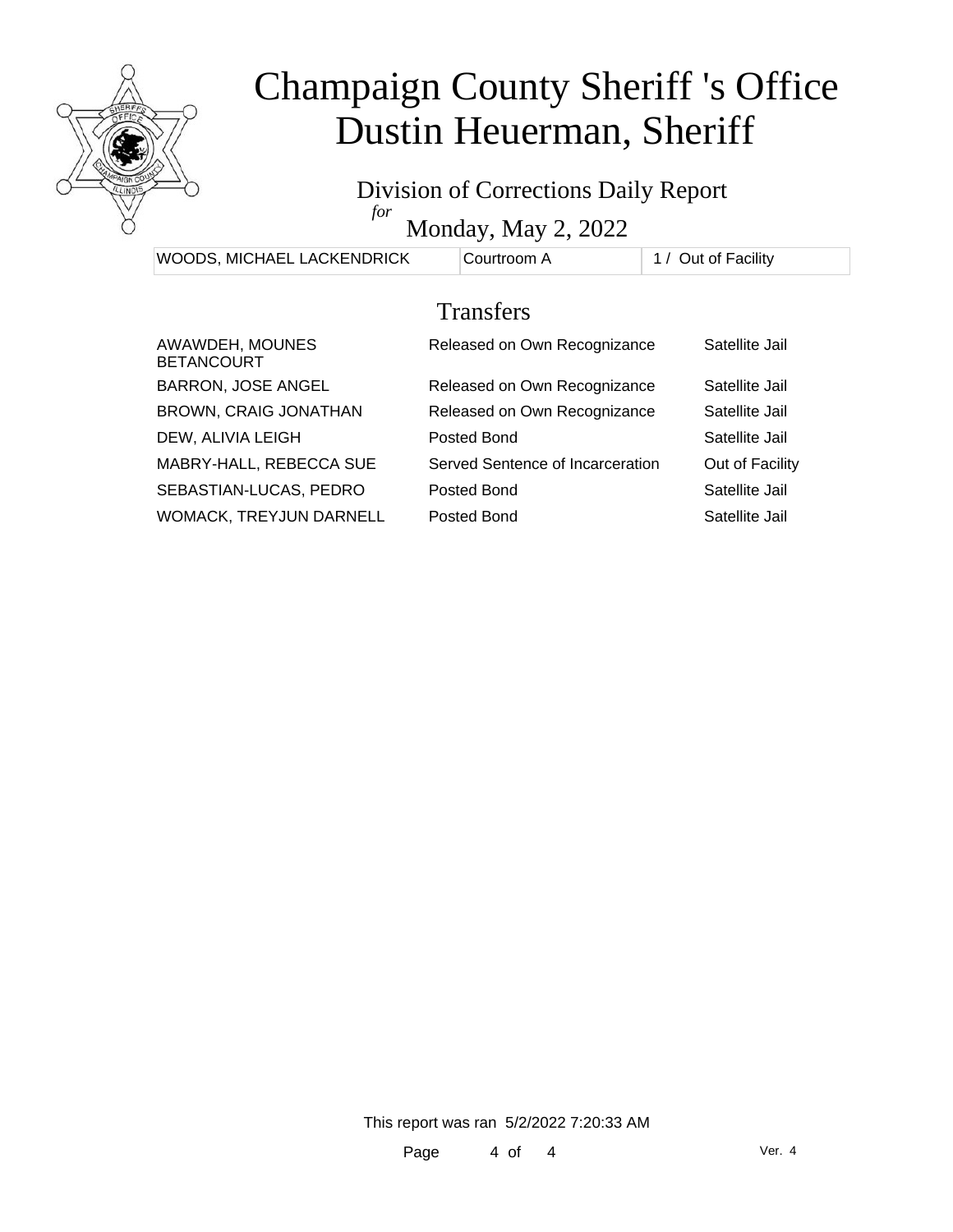# Champaign County Sheriff 's Office
# Dustin Heuerman, Sheriff

Division of Corrections Daily Report

*for*

Monday, May 2, 2022

| | | |
|---|---|---|
| WOODS, MICHAEL LACKENDRICK | Courtroom A | 1 / Out of Facility |

## Transfers

| | | |
|---|---|---|
| AWAWDEH, MOUNES BETANCOURT | Released on Own Recognizance | Satellite Jail |
| BARRON, JOSE ANGEL | Released on Own Recognizance | Satellite Jail |
| BROWN, CRAIG JONATHAN | Released on Own Recognizance | Satellite Jail |
| DEW, ALIVIA LEIGH | Posted Bond | Satellite Jail |
| MABRY-HALL, REBECCA SUE | Served Sentence of Incarceration | Out of Facility |
| SEBASTIAN-LUCAS, PEDRO | Posted Bond | Satellite Jail |
| WOMACK, TREYJUN DARNELL | Posted Bond | Satellite Jail |

This report was ran 5/2/2022 7:20:33 AM